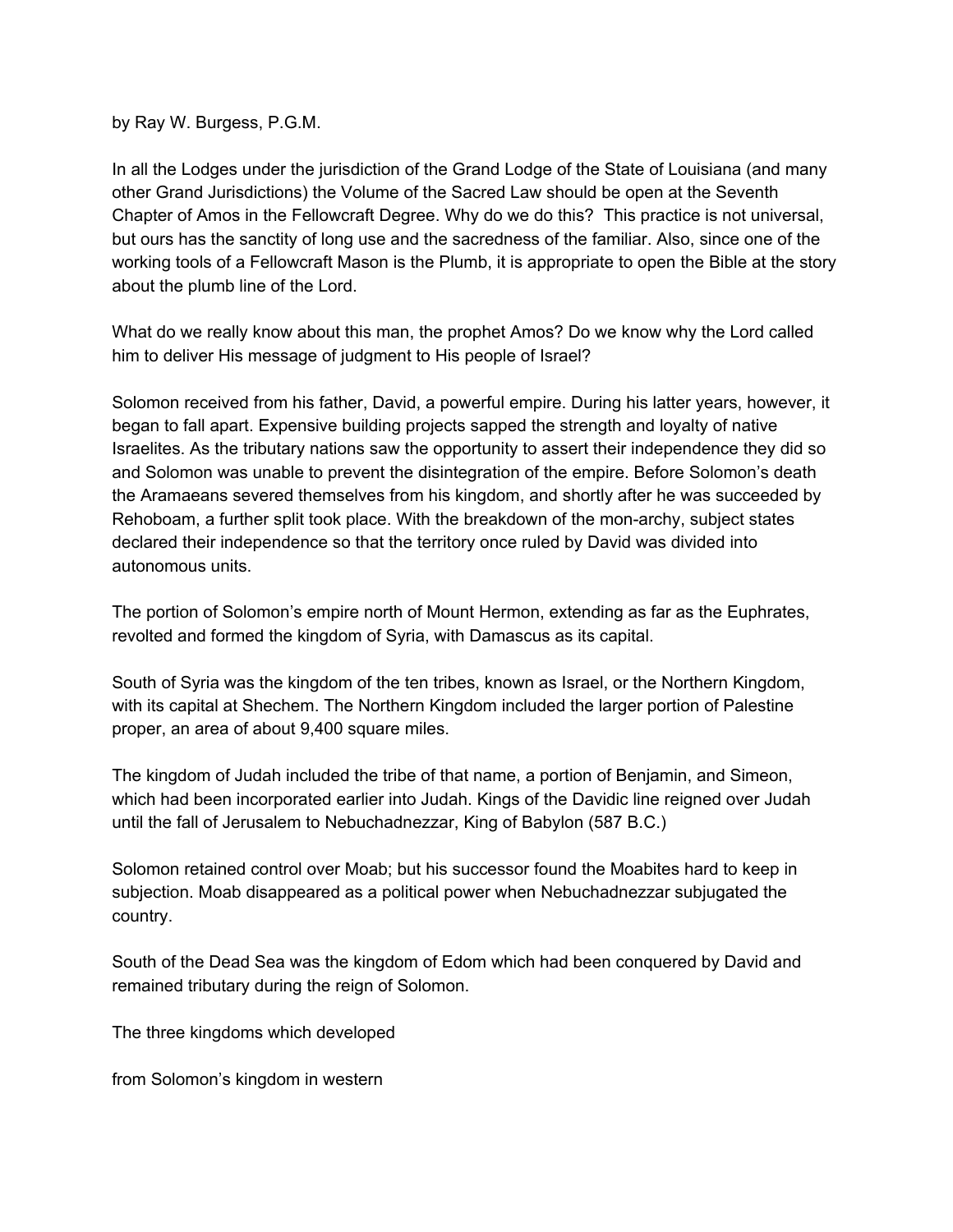by Ray W. Burgess, P.G.M.

In all the Lodges under the jurisdiction of the Grand Lodge of the State of Louisiana (and many other Grand Jurisdictions) the Volume of the Sacred Law should be open at the Seventh Chapter of Amos in the Fellowcraft Degree. Why do we do this? This practice is not universal, but ours has the sanctity of long use and the sacredness of the familiar. Also, since one of the working tools of a Fellowcraft Mason is the Plumb, it is appropriate to open the Bible at the story about the plumb line of the Lord.

What do we really know about this man, the prophet Amos? Do we know why the Lord called him to deliver His message of judgment to His people of Israel?

Solomon received from his father, David, a powerful empire. During his latter years, however, it began to fall apart. Expensive building projects sapped the strength and loyalty of native Israelites. As the tributary nations saw the opportunity to assert their independence they did so and Solomon was unable to prevent the disintegration of the empire. Before Solomon's death the Aramaeans severed themselves from his kingdom, and shortly after he was succeeded by Rehoboam, a further split took place. With the breakdown of the mon-archy, subject states declared their independence so that the territory once ruled by David was divided into autonomous units.

The portion of Solomon's empire north of Mount Hermon, extending as far as the Euphrates, revolted and formed the kingdom of Syria, with Damascus as its capital.

South of Syria was the kingdom of the ten tribes, known as Israel, or the Northern Kingdom, with its capital at Shechem. The Northern Kingdom included the larger portion of Palestine proper, an area of about 9,400 square miles.

The kingdom of Judah included the tribe of that name, a portion of Benjamin, and Simeon, which had been incorporated earlier into Judah. Kings of the Davidic line reigned over Judah until the fall of Jerusalem to Nebuchadnezzar, King of Babylon (587 B.C.)

Solomon retained control over Moab; but his successor found the Moabites hard to keep in subjection. Moab disappeared as a political power when Nebuchadnezzar subjugated the country.

South of the Dead Sea was the kingdom of Edom which had been conquered by David and remained tributary during the reign of Solomon.

The three kingdoms which developed

from Solomon's kingdom in western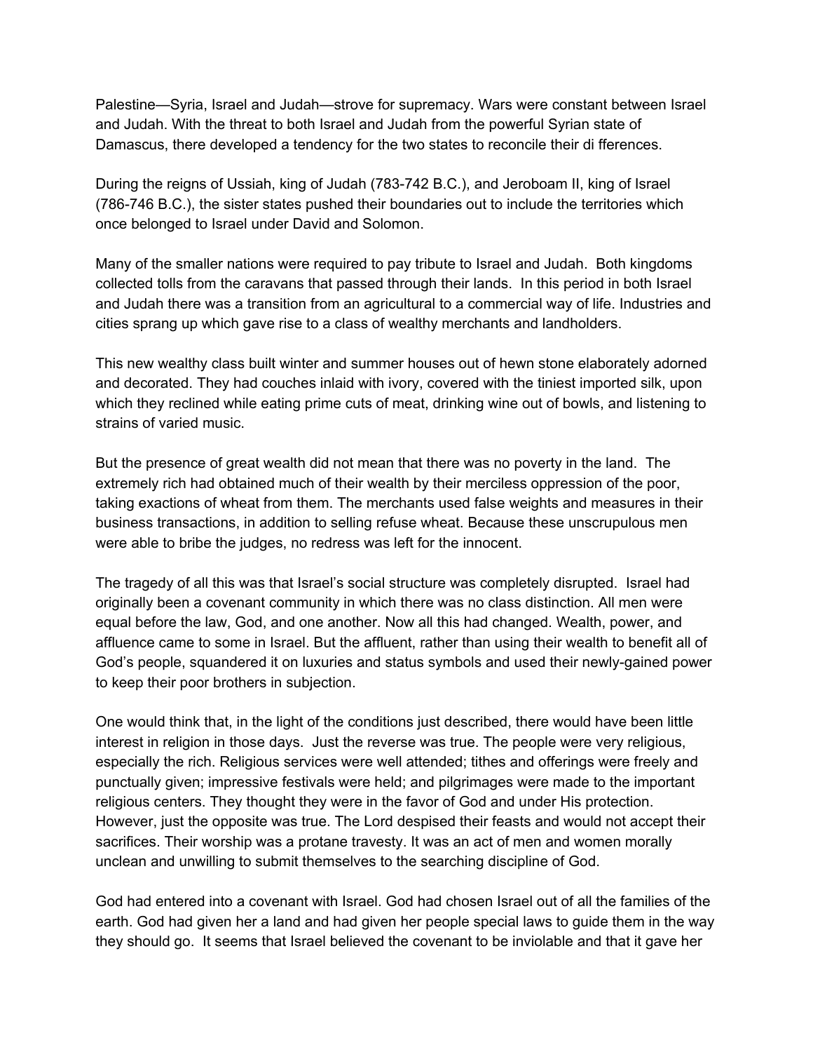Palestine—Syria, Israel and Judah—strove for supremacy. Wars were constant between Israel and Judah. With the threat to both Israel and Judah from the powerful Syrian state of Damascus, there developed a tendency for the two states to reconcile their di fferences.

During the reigns of Ussiah, king of Judah (783-742 B.C.), and Jeroboam II, king of Israel (786-746 B.C.), the sister states pushed their boundaries out to include the territories which once belonged to Israel under David and Solomon.

Many of the smaller nations were required to pay tribute to Israel and Judah. Both kingdoms collected tolls from the caravans that passed through their lands. In this period in both Israel and Judah there was a transition from an agricultural to a commercial way of life. Industries and cities sprang up which gave rise to a class of wealthy merchants and landholders.

This new wealthy class built winter and summer houses out of hewn stone elaborately adorned and decorated. They had couches inlaid with ivory, covered with the tiniest imported silk, upon which they reclined while eating prime cuts of meat, drinking wine out of bowls, and listening to strains of varied music.

But the presence of great wealth did not mean that there was no poverty in the land. The extremely rich had obtained much of their wealth by their merciless oppression of the poor, taking exactions of wheat from them. The merchants used false weights and measures in their business transactions, in addition to selling refuse wheat. Because these unscrupulous men were able to bribe the judges, no redress was left for the innocent.

The tragedy of all this was that Israel's social structure was completely disrupted. Israel had originally been a covenant community in which there was no class distinction. All men were equal before the law, God, and one another. Now all this had changed. Wealth, power, and affluence came to some in Israel. But the affluent, rather than using their wealth to benefit all of God's people, squandered it on luxuries and status symbols and used their newly-gained power to keep their poor brothers in subjection.

One would think that, in the light of the conditions just described, there would have been little interest in religion in those days. Just the reverse was true. The people were very religious, especially the rich. Religious services were well attended; tithes and offerings were freely and punctually given; impressive festivals were held; and pilgrimages were made to the important religious centers. They thought they were in the favor of God and under His protection. However, just the opposite was true. The Lord despised their feasts and would not accept their sacrifices. Their worship was a protane travesty. It was an act of men and women morally unclean and unwilling to submit themselves to the searching discipline of God.

God had entered into a covenant with Israel. God had chosen Israel out of all the families of the earth. God had given her a land and had given her people special laws to guide them in the way they should go. It seems that Israel believed the covenant to be inviolable and that it gave her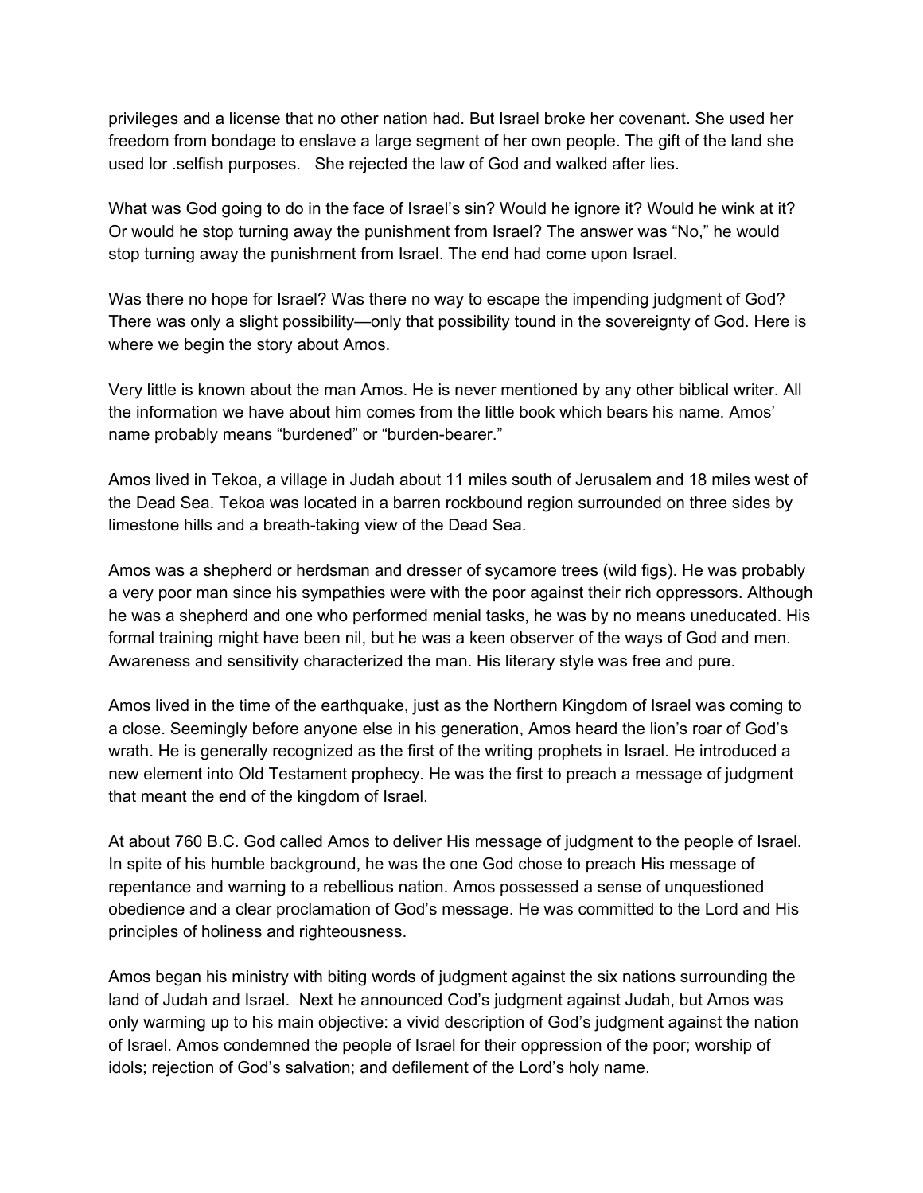privileges and a license that no other nation had. But Israel broke her covenant. She used her freedom from bondage to enslave a large segment of her own people. The gift of the land she used lor .selfish purposes. She rejected the law of God and walked after lies.

What was God going to do in the face of Israel's sin? Would he ignore it? Would he wink at it? Or would he stop turning away the punishment from Israel? The answer was "No," he would stop turning away the punishment from Israel. The end had come upon Israel.

Was there no hope for Israel? Was there no way to escape the impending judgment of God? There was only a slight possibility—only that possibility tound in the sovereignty of God. Here is where we begin the story about Amos.

Very little is known about the man Amos. He is never mentioned by any other biblical writer. All the information we have about him comes from the little book which bears his name. Amos' name probably means "burdened" or "burden-bearer."

Amos lived in Tekoa, a village in Judah about 11 miles south of Jerusalem and 18 miles west of the Dead Sea. Tekoa was located in a barren rockbound region surrounded on three sides by limestone hills and a breath-taking view of the Dead Sea.

Amos was a shepherd or herdsman and dresser of sycamore trees (wild figs). He was probably a very poor man since his sympathies were with the poor against their rich oppressors. Although he was a shepherd and one who performed menial tasks, he was by no means uneducated. His formal training might have been nil, but he was a keen observer of the ways of God and men. Awareness and sensitivity characterized the man. His literary style was free and pure.

Amos lived in the time of the earthquake, just as the Northern Kingdom of Israel was coming to a close. Seemingly before anyone else in his generation, Amos heard the lion's roar of God's wrath. He is generally recognized as the first of the writing prophets in Israel. He introduced a new element into Old Testament prophecy. He was the first to preach a message of judgment that meant the end of the kingdom of Israel.

At about 760 B.C. God called Amos to deliver His message of judgment to the people of Israel. In spite of his humble background, he was the one God chose to preach His message of repentance and warning to a rebellious nation. Amos possessed a sense of unquestioned obedience and a clear proclamation of God's message. He was committed to the Lord and His principles of holiness and righteousness.

Amos began his ministry with biting words of judgment against the six nations surrounding the land of Judah and Israel. Next he announced Cod's judgment against Judah, but Amos was only warming up to his main objective: a vivid description of God's judgment against the nation of Israel. Amos condemned the people of Israel for their oppression of the poor; worship of idols; rejection of God's salvation; and defilement of the Lord's holy name.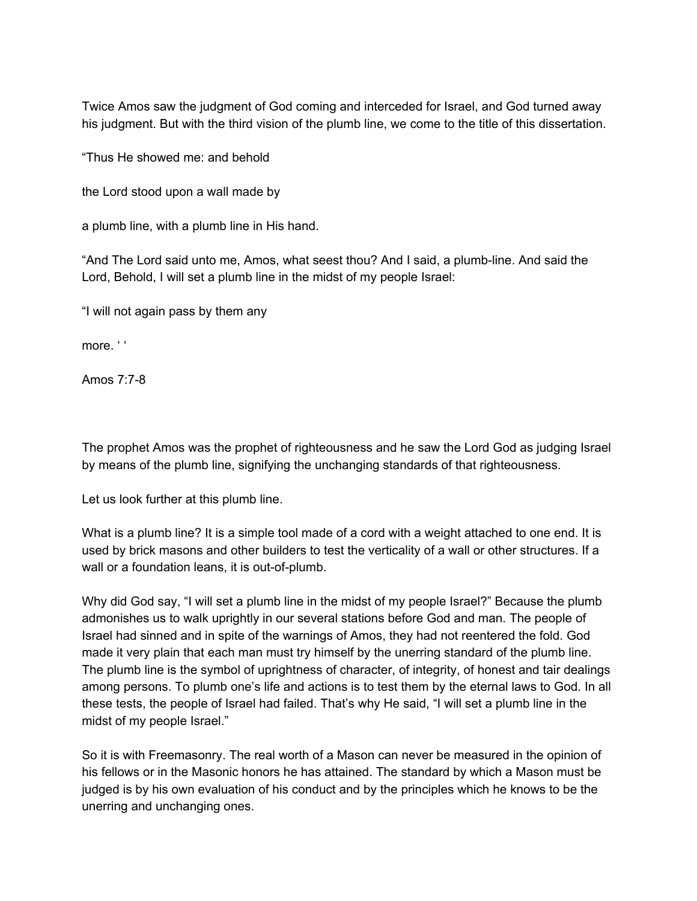Twice Amos saw the judgment of God coming and interceded for Israel, and God turned away his judgment. But with the third vision of the plumb line, we come to the title of this dissertation.

“Thus He showed me: and behold

the Lord stood upon a wall made by

a plumb line, with a plumb line in His hand.

“And The Lord said unto me, Amos, what seest thou? And I said, a plumb-line. And said the Lord, Behold, I will set a plumb line in the midst of my people Israel:

“I will not again pass by them any

more. ‘ ‘

Amos 7:7-8

The prophet Amos was the prophet of righteousness and he saw the Lord God as judging Israel by means of the plumb line, signifying the unchanging standards of that righteousness.

Let us look further at this plumb line.

What is a plumb line? It is a simple tool made of a cord with a weight attached to one end. It is used by brick masons and other builders to test the verticality of a wall or other structures. If a wall or a foundation leans, it is out-of-plumb.

Why did God say, “I will set a plumb line in the midst of my people Israel?” Because the plumb admonishes us to walk uprightly in our several stations before God and man. The people of Israel had sinned and in spite of the warnings of Amos, they had not reentered the fold. God made it very plain that each man must try himself by the unerring standard of the plumb line. The plumb line is the symbol of uprightness of character, of integrity, of honest and tair dealings among persons. To plumb one’s life and actions is to test them by the eternal laws to God. In all these tests, the people of Israel had failed. That’s why He said, “I will set a plumb line in the midst of my people Israel.”

So it is with Freemasonry. The real worth of a Mason can never be measured in the opinion of his fellows or in the Masonic honors he has attained. The standard by which a Mason must be judged is by his own evaluation of his conduct and by the principles which he knows to be the unerring and unchanging ones.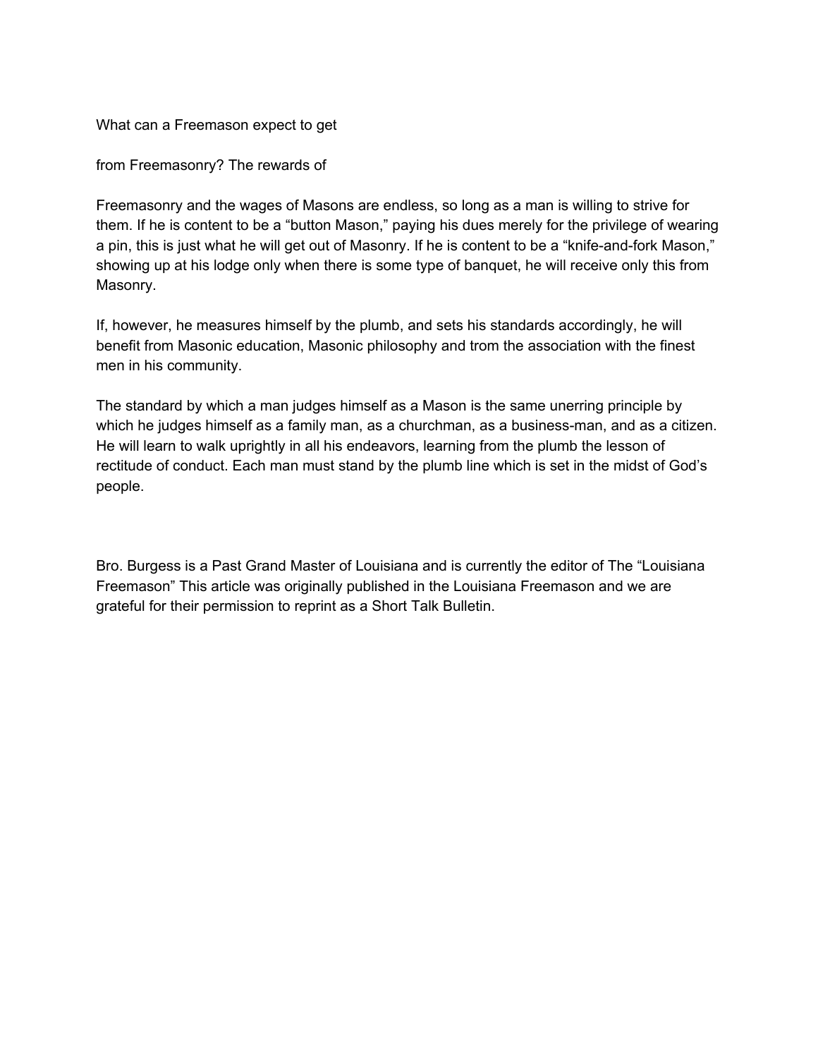What can a Freemason expect to get

from Freemasonry? The rewards of

Freemasonry and the wages of Masons are endless, so long as a man is willing to strive for them. If he is content to be a "button Mason," paying his dues merely for the privilege of wearing a pin, this is just what he will get out of Masonry. If he is content to be a "knife-and-fork Mason," showing up at his lodge only when there is some type of banquet, he will receive only this from Masonry.

If, however, he measures himself by the plumb, and sets his standards accordingly, he will benefit from Masonic education, Masonic philosophy and trom the association with the finest men in his community.

The standard by which a man judges himself as a Mason is the same unerring principle by which he judges himself as a family man, as a churchman, as a business-man, and as a citizen. He will learn to walk uprightly in all his endeavors, learning from the plumb the lesson of rectitude of conduct. Each man must stand by the plumb line which is set in the midst of God's people.

Bro. Burgess is a Past Grand Master of Louisiana and is currently the editor of The "Louisiana Freemason" This article was originally published in the Louisiana Freemason and we are grateful for their permission to reprint as a Short Talk Bulletin.